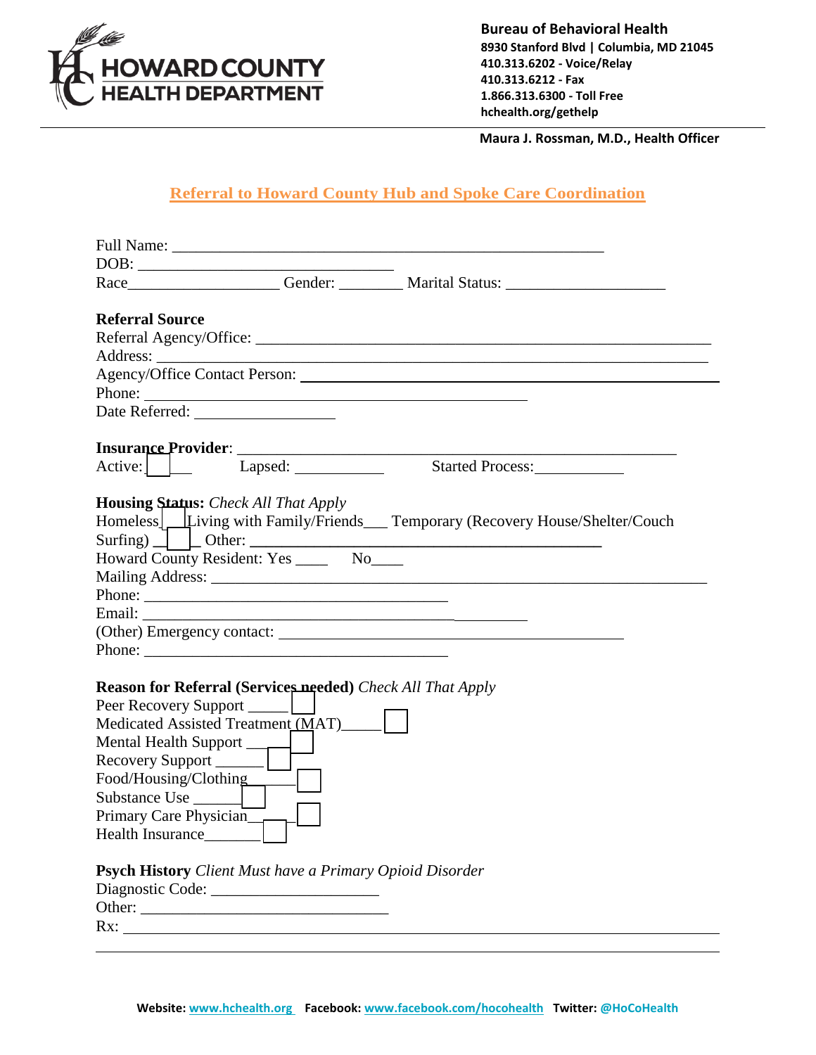**Bureau of Behavioral Health**
**8930 Stanford Blvd | Columbia, MD 21045**
**410.313.6202 - Voice/Relay**
**410.313.6212 - Fax**
**1.866.313.6300 - Toll Free**
**hchealth.org/gethelp**

**Maura J. Rossman, M.D., Health Officer**

# Referral to Howard County Hub and Spoke Care Coordination

Full Name: ______________________________________________________

DOB: ________________________________

Race__________________ Gender: ________ Marital Status: ____________________

**Referral Source**

Referral Agency/Office: ________________________________________________________

Address: ______________________________________________________________

Agency/Office Contact Person: ________________________________________________

Phone: ________________________________________________

Date Referred: _________________

**Insurance Provider**: ______________________________________________________

Active: ___ Lapsed: ___________ Started Process: ___________

**Housing Status:** *Check All That Apply*

Homeless ___ Living with Family/Friends___ Temporary (Recovery House/Shelter/Couch Surfing) ___ Other: ____________________________________________

Howard County Resident: Yes ____ No____

Mailing Address: ______________________________________________________________

Phone: ______________________________________

Email: ________________________________________________

(Other) Emergency contact: ____________________________________________

Phone: ______________________________________

**Reason for Referral (Services needed)** *Check All That Apply*

Peer Recovery Support _____
Medicated Assisted Treatment (MAT)_____
Mental Health Support _____
Recovery Support ______
Food/Housing/Clothing ______
Substance Use ______
Primary Care Physician______
Health Insurance_______

**Psych History** *Client Must have a Primary Opioid Disorder*

Diagnostic Code: _____________________

Other: ________________________________

Rx: ______________________________________________________________________________

______________________________________________________________________________

**Website:** www.hchealth.org **Facebook:** www.facebook.com/hocohealth **Twitter:** @HoCoHealth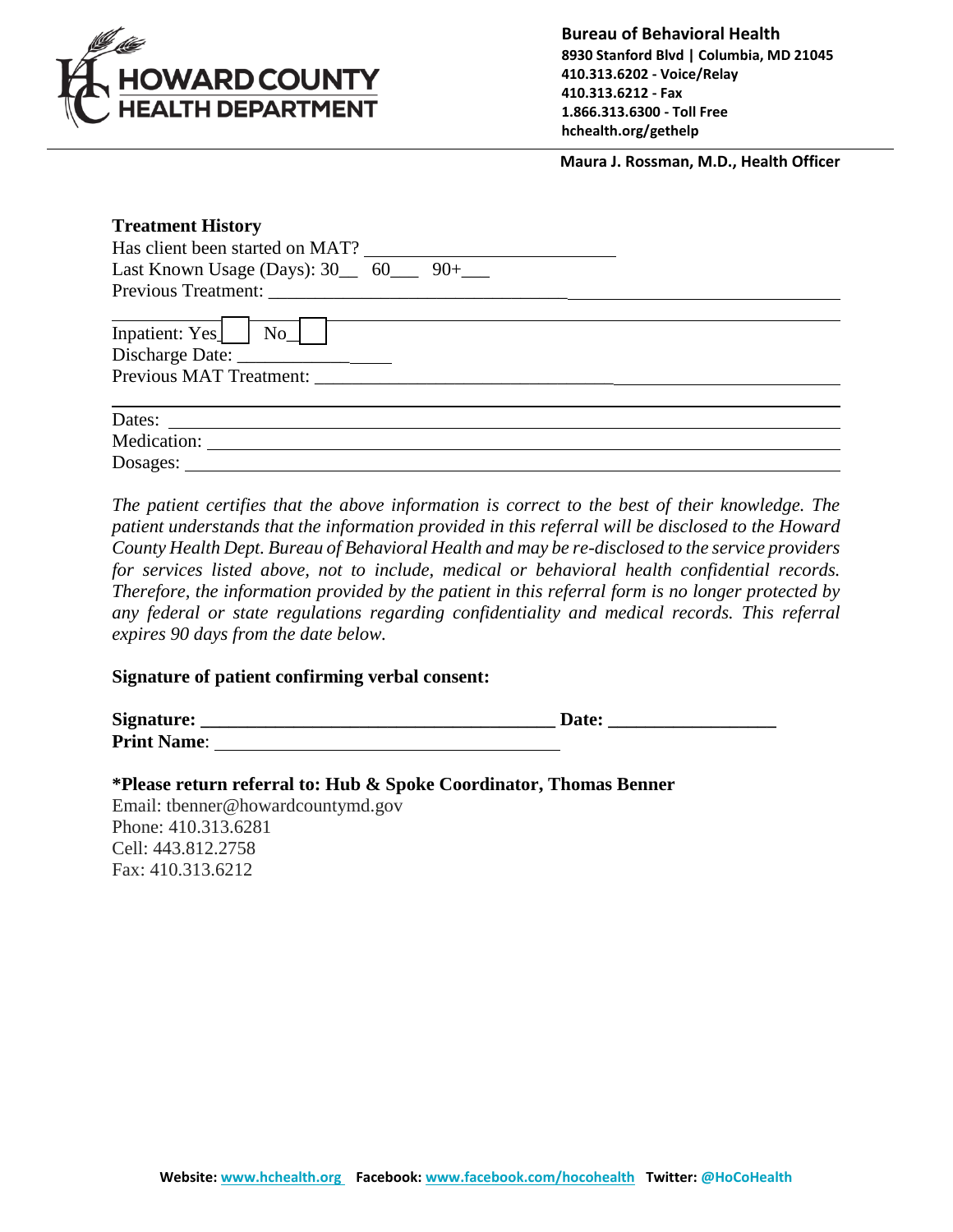**Bureau of Behavioral Health**
**8930 Stanford Blvd | Columbia, MD 21045**
**410.313.6202 - Voice/Relay**
**410.313.6212 - Fax**
**1.866.313.6300 - Toll Free**
**hchealth.org/gethelp**

**Maura J. Rossman, M.D., Health Officer**

**Treatment History**

Has client been started on MAT? ___________________________

Last Known Usage (Days): 30__ 60___ 90+___

Previous Treatment: ________________________________________________________________

________________________________________________________________

Inpatient: Yes ☐ No ☐

Discharge Date: _________________

Previous MAT Treatment: ________________________________________________________________

________________________________________________________________

Dates: ________________________________________________________________

Medication: ________________________________________________________________

Dosages: ________________________________________________________________

*The patient certifies that the above information is correct to the best of their knowledge. The patient understands that the information provided in this referral will be disclosed to the Howard County Health Dept. Bureau of Behavioral Health and may be re-disclosed to the service providers for services listed above, not to include, medical or behavioral health confidential records. Therefore, the information provided by the patient in this referral form is no longer protected by any federal or state regulations regarding confidentiality and medical records. This referral expires 90 days from the date below.*

**Signature of patient confirming verbal consent:**

**Signature: ______________________________________ Date: __________________**

**Print Name**: ______________________________________

**\*Please return referral to: Hub & Spoke Coordinator, Thomas Benner**

Email: tbenner@howardcountymd.gov

Phone: 410.313.6281

Cell: 443.812.2758

Fax: 410.313.6212

**Website:** www.hchealth.org **Facebook:** www.facebook.com/hocohealth **Twitter:** @HoCoHealth